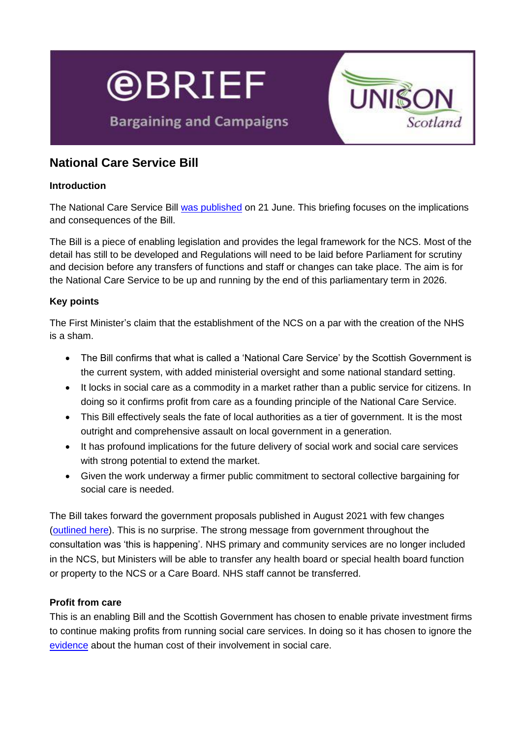eBRIEF

Bargaining and Campaigns

UNISON Scotland

# National Care Service Bill

### Introduction

The National Care Service Bill was published on 21 June. This briefing focuses on the implications and consequences of the Bill.

The Bill is a piece of enabling legislation and provides the legal framework for the NCS. Most of the detail has still to be developed and Regulations will need to be laid before Parliament for scrutiny and decision before any transfers of functions and staff or changes can take place. The aim is for the National Care Service to be up and running by the end of this parliamentary term in 2026.

### Key points

The First Minister's claim that the establishment of the NCS on a par with the creation of the NHS is a sham.

- The Bill confirms that what is called a 'National Care Service' by the Scottish Government is the current system, with added ministerial oversight and some national standard setting.
- It locks in social care as a commodity in a market rather than a public service for citizens. In doing so it confirms profit from care as a founding principle of the National Care Service.
- This Bill effectively seals the fate of local authorities as a tier of government. It is the most outright and comprehensive assault on local government in a generation.
- It has profound implications for the future delivery of social work and social care services with strong potential to extend the market.
- Given the work underway a firmer public commitment to sectoral collective bargaining for social care is needed.

The Bill takes forward the government proposals published in August 2021 with few changes (outlined here). This is no surprise. The strong message from government throughout the consultation was 'this is happening'. NHS primary and community services are no longer included in the NCS, but Ministers will be able to transfer any health board or special health board function or property to the NCS or a Care Board. NHS staff cannot be transferred.

### Profit from care

This is an enabling Bill and the Scottish Government has chosen to enable private investment firms to continue making profits from running social care services. In doing so it has chosen to ignore the evidence about the human cost of their involvement in social care.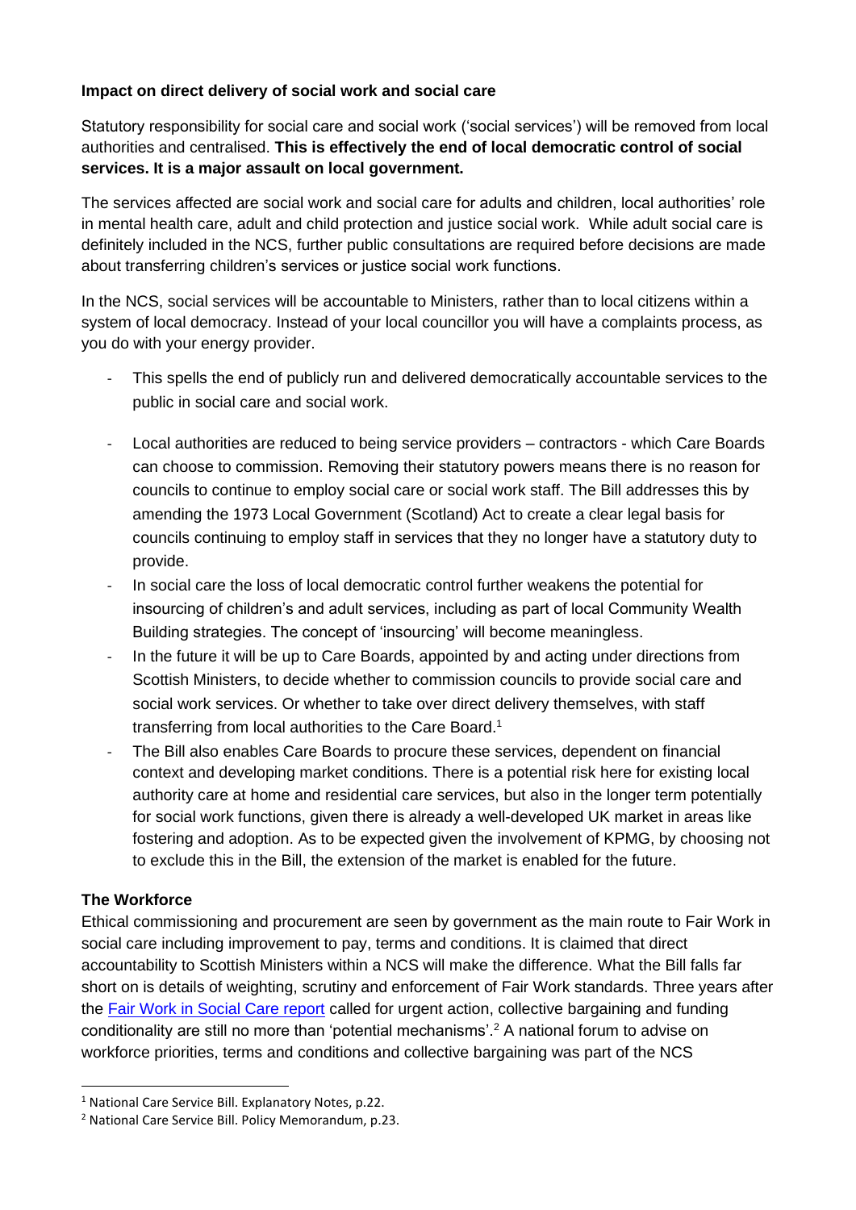**Impact on direct delivery of social work and social care**

Statutory responsibility for social care and social work ('social services') will be removed from local authorities and centralised. **This is effectively the end of local democratic control of social services. It is a major assault on local government.**

The services affected are social work and social care for adults and children, local authorities' role in mental health care, adult and child protection and justice social work. While adult social care is definitely included in the NCS, further public consultations are required before decisions are made about transferring children's services or justice social work functions.

In the NCS, social services will be accountable to Ministers, rather than to local citizens within a system of local democracy. Instead of your local councillor you will have a complaints process, as you do with your energy provider.

- This spells the end of publicly run and delivered democratically accountable services to the public in social care and social work.
- Local authorities are reduced to being service providers – contractors - which Care Boards can choose to commission. Removing their statutory powers means there is no reason for councils to continue to employ social care or social work staff. The Bill addresses this by amending the 1973 Local Government (Scotland) Act to create a clear legal basis for councils continuing to employ staff in services that they no longer have a statutory duty to provide.
- In social care the loss of local democratic control further weakens the potential for insourcing of children's and adult services, including as part of local Community Wealth Building strategies. The concept of 'insourcing' will become meaningless.
- In the future it will be up to Care Boards, appointed by and acting under directions from Scottish Ministers, to decide whether to commission councils to provide social care and social work services. Or whether to take over direct delivery themselves, with staff transferring from local authorities to the Care Board.[1]
- The Bill also enables Care Boards to procure these services, dependent on financial context and developing market conditions. There is a potential risk here for existing local authority care at home and residential care services, but also in the longer term potentially for social work functions, given there is already a well-developed UK market in areas like fostering and adoption. As to be expected given the involvement of KPMG, by choosing not to exclude this in the Bill, the extension of the market is enabled for the future.

**The Workforce**

Ethical commissioning and procurement are seen by government as the main route to Fair Work in social care including improvement to pay, terms and conditions. It is claimed that direct accountability to Scottish Ministers within a NCS will make the difference. What the Bill falls far short on is details of weighting, scrutiny and enforcement of Fair Work standards. Three years after the [Fair Work in Social Care report]() called for urgent action, collective bargaining and funding conditionality are still no more than 'potential mechanisms'.[2] A national forum to advise on workforce priorities, terms and conditions and collective bargaining was part of the NCS

---

[1] National Care Service Bill. Explanatory Notes, p.22.

[2] National Care Service Bill. Policy Memorandum, p.23.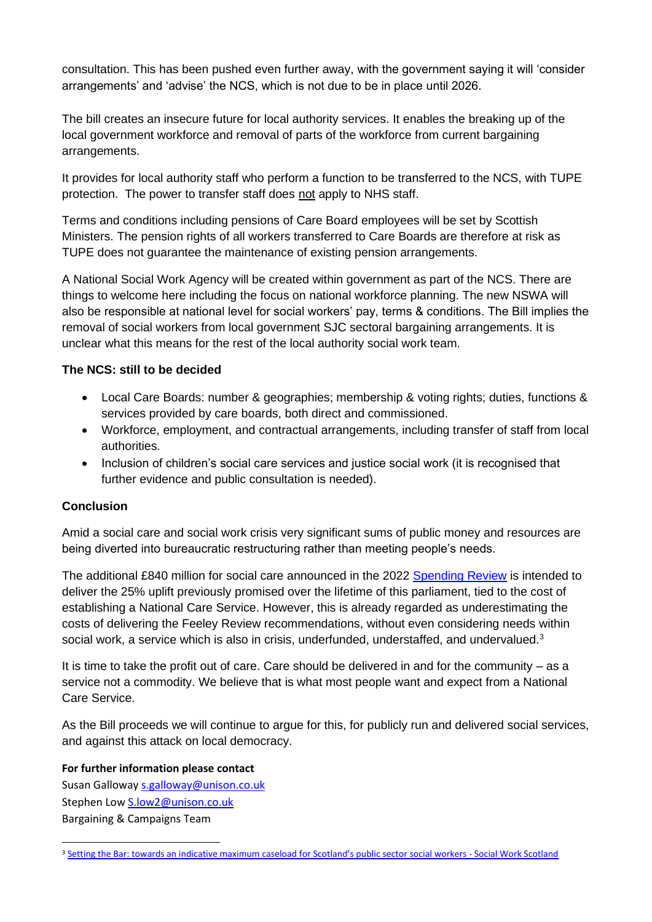consultation. This has been pushed even further away, with the government saying it will 'consider arrangements' and 'advise' the NCS, which is not due to be in place until 2026.

The bill creates an insecure future for local authority services. It enables the breaking up of the local government workforce and removal of parts of the workforce from current bargaining arrangements.

It provides for local authority staff who perform a function to be transferred to the NCS, with TUPE protection. The power to transfer staff does not apply to NHS staff.

Terms and conditions including pensions of Care Board employees will be set by Scottish Ministers. The pension rights of all workers transferred to Care Boards are therefore at risk as TUPE does not guarantee the maintenance of existing pension arrangements.

A National Social Work Agency will be created within government as part of the NCS. There are things to welcome here including the focus on national workforce planning. The new NSWA will also be responsible at national level for social workers' pay, terms & conditions. The Bill implies the removal of social workers from local government SJC sectoral bargaining arrangements. It is unclear what this means for the rest of the local authority social work team.

**The NCS: still to be decided**

- Local Care Boards: number & geographies; membership & voting rights; duties, functions & services provided by care boards, both direct and commissioned.
- Workforce, employment, and contractual arrangements, including transfer of staff from local authorities.
- Inclusion of children's social care services and justice social work (it is recognised that further evidence and public consultation is needed).

**Conclusion**

Amid a social care and social work crisis very significant sums of public money and resources are being diverted into bureaucratic restructuring rather than meeting people's needs.

The additional £840 million for social care announced in the 2022 Spending Review is intended to deliver the 25% uplift previously promised over the lifetime of this parliament, tied to the cost of establishing a National Care Service. However, this is already regarded as underestimating the costs of delivering the Feeley Review recommendations, without even considering needs within social work, a service which is also in crisis, underfunded, understaffed, and undervalued.[3]

It is time to take the profit out of care. Care should be delivered in and for the community – as a service not a commodity. We believe that is what most people want and expect from a National Care Service.

As the Bill proceeds we will continue to argue for this, for publicly run and delivered social services, and against this attack on local democracy.

**For further information please contact**
Susan Galloway s.galloway@unison.co.uk
Stephen Low S.low2@unison.co.uk
Bargaining & Campaigns Team

[3] Setting the Bar: towards an indicative maximum caseload for Scotland's public sector social workers - Social Work Scotland